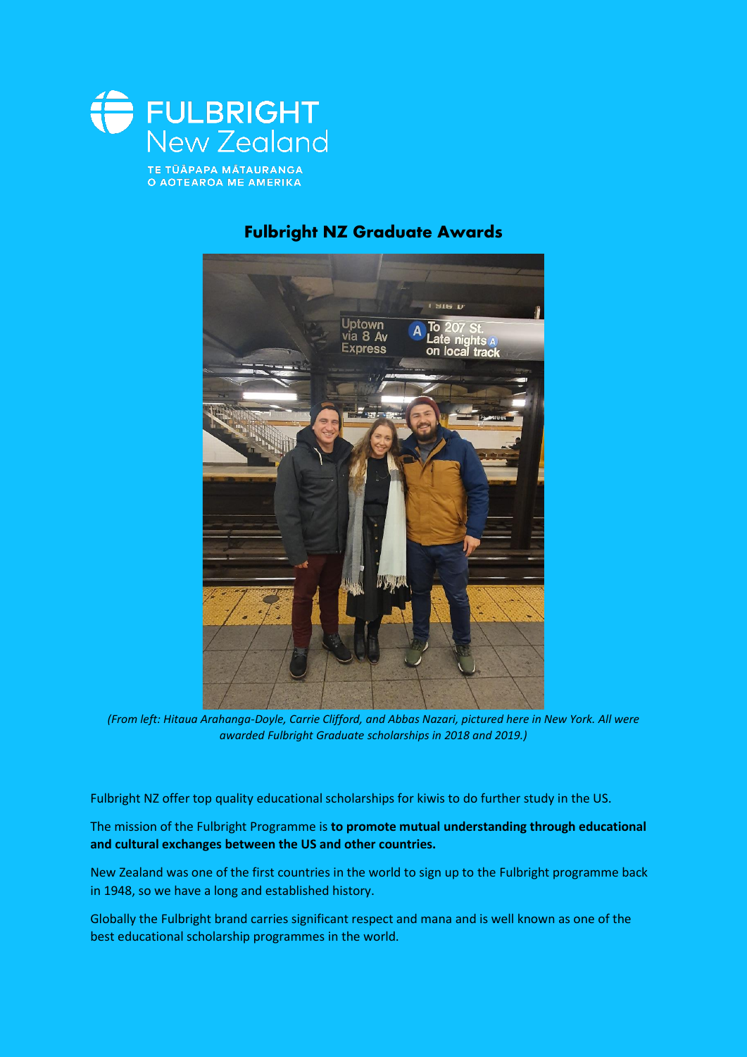FULBRIGHT New Zealand

TE TŪĀPAPA MĀTAURANGA O AOTEAROA ME AMERIKA

# Fulbright NZ Graduate Awards

*(From left: Hitaua Arahanga-Doyle, Carrie Clifford, and Abbas Nazari, pictured here in New York. All were awarded Fulbright Graduate scholarships in 2018 and 2019.)*

Fulbright NZ offer top quality educational scholarships for kiwis to do further study in the US.

The mission of the Fulbright Programme is **to promote mutual understanding through educational and cultural exchanges between the US and other countries.**

New Zealand was one of the first countries in the world to sign up to the Fulbright programme back in 1948, so we have a long and established history.

Globally the Fulbright brand carries significant respect and mana and is well known as one of the best educational scholarship programmes in the world.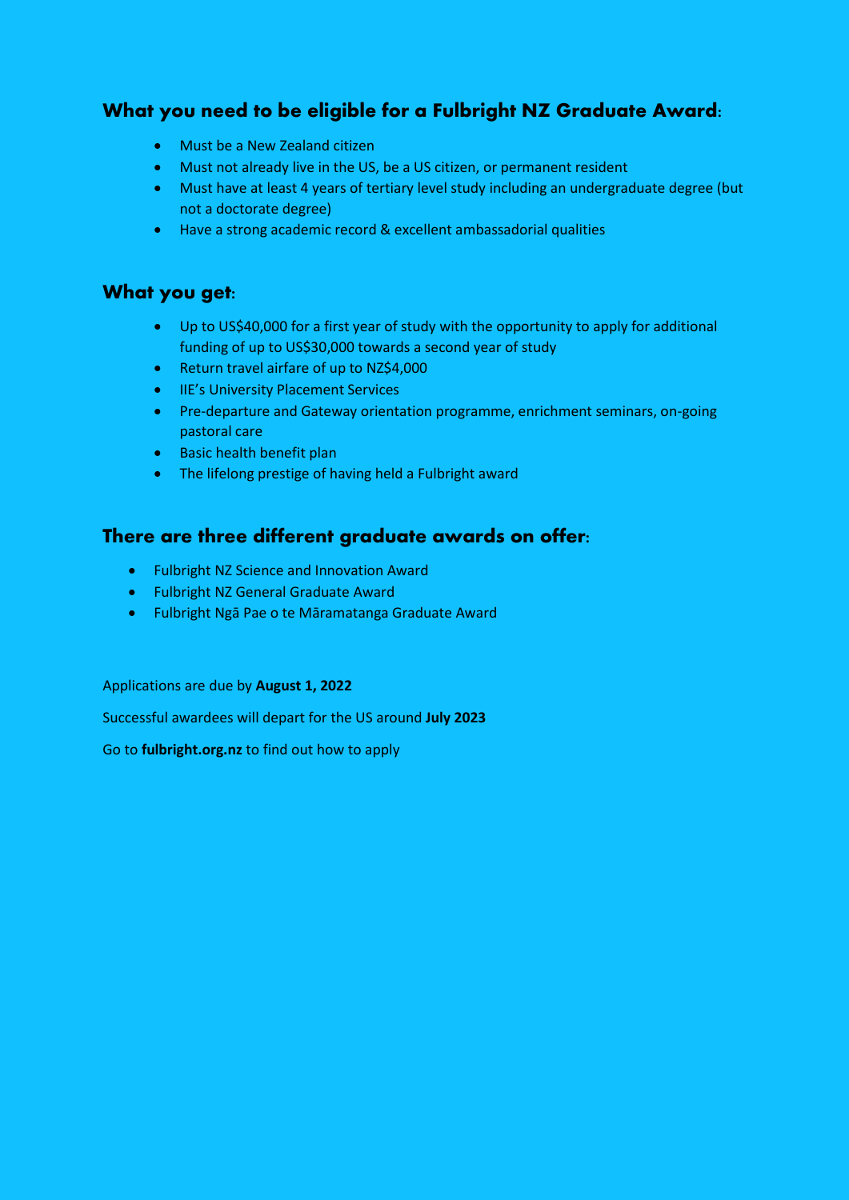## What you need to be eligible for a Fulbright NZ Graduate Award:

- Must be a New Zealand citizen
- Must not already live in the US, be a US citizen, or permanent resident
- Must have at least 4 years of tertiary level study including an undergraduate degree (but not a doctorate degree)
- Have a strong academic record & excellent ambassadorial qualities

## What you get:

- Up to US$40,000 for a first year of study with the opportunity to apply for additional funding of up to US$30,000 towards a second year of study
- Return travel airfare of up to NZ$4,000
- IIE's University Placement Services
- Pre-departure and Gateway orientation programme, enrichment seminars, on-going pastoral care
- Basic health benefit plan
- The lifelong prestige of having held a Fulbright award

## There are three different graduate awards on offer:

- Fulbright NZ Science and Innovation Award
- Fulbright NZ General Graduate Award
- Fulbright Ngā Pae o te Māramatanga Graduate Award

Applications are due by **August 1, 2022**

Successful awardees will depart for the US around **July 2023**

Go to **fulbright.org.nz** to find out how to apply